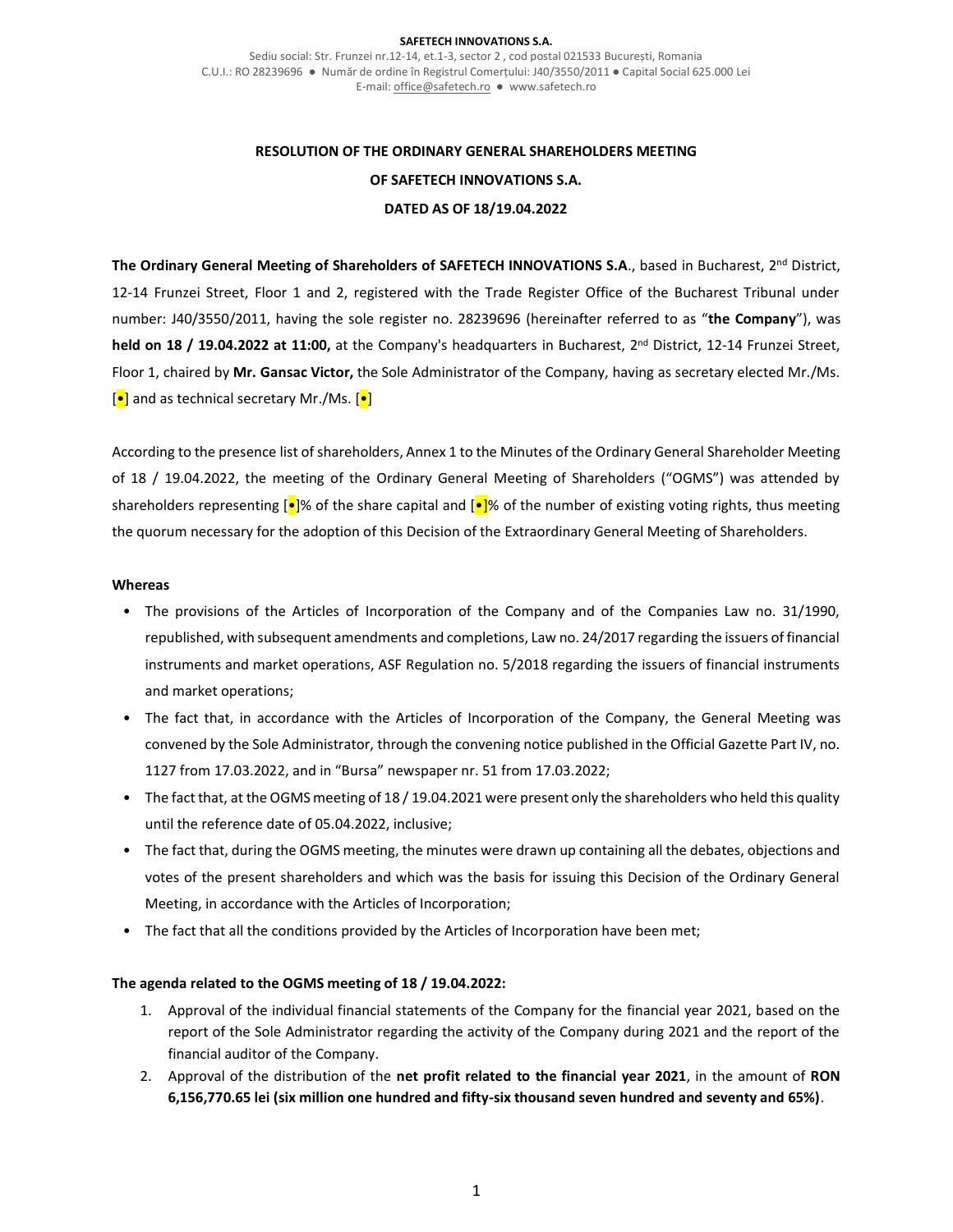**SAFETECH INNOVATIONS S.A.**

Sediu social: Str. Frunzei nr.12-14, et.1-3, sector 2 , cod postal 021533 București, Romania
C.U.I.: RO 28239696 ● Număr de ordine în Registrul Comerțului: J40/3550/2011 ● Capital Social 625.000 Lei
E-mail: office@safetech.ro ● www.safetech.ro

# RESOLUTION OF THE ORDINARY GENERAL SHAREHOLDERS MEETING OF SAFETECH INNOVATIONS S.A. DATED AS OF 18/19.04.2022

**The Ordinary General Meeting of Shareholders of SAFETECH INNOVATIONS S.A**., based in Bucharest, 2nd District, 12-14 Frunzei Street, Floor 1 and 2, registered with the Trade Register Office of the Bucharest Tribunal under number: J40/3550/2011, having the sole register no. 28239696 (hereinafter referred to as "**the Company**"), was **held on 18 / 19.04.2022 at 11:00,** at the Company's headquarters in Bucharest, 2nd District, 12-14 Frunzei Street, Floor 1, chaired by **Mr. Gansac Victor,** the Sole Administrator of the Company, having as secretary elected Mr./Ms. [•] and as technical secretary Mr./Ms. [•]

According to the presence list of shareholders, Annex 1 to the Minutes of the Ordinary General Shareholder Meeting of 18 / 19.04.2022, the meeting of the Ordinary General Meeting of Shareholders ("OGMS") was attended by shareholders representing [•]% of the share capital and [•]% of the number of existing voting rights, thus meeting the quorum necessary for the adoption of this Decision of the Extraordinary General Meeting of Shareholders.

**Whereas**

- The provisions of the Articles of Incorporation of the Company and of the Companies Law no. 31/1990, republished, with subsequent amendments and completions, Law no. 24/2017 regarding the issuers of financial instruments and market operations, ASF Regulation no. 5/2018 regarding the issuers of financial instruments and market operations;
- The fact that, in accordance with the Articles of Incorporation of the Company, the General Meeting was convened by the Sole Administrator, through the convening notice published in the Official Gazette Part IV, no. 1127 from 17.03.2022, and in "Bursa" newspaper nr. 51 from 17.03.2022;
- The fact that, at the OGMS meeting of 18 / 19.04.2021 were present only the shareholders who held this quality until the reference date of 05.04.2022, inclusive;
- The fact that, during the OGMS meeting, the minutes were drawn up containing all the debates, objections and votes of the present shareholders and which was the basis for issuing this Decision of the Ordinary General Meeting, in accordance with the Articles of Incorporation;
- The fact that all the conditions provided by the Articles of Incorporation have been met;

**The agenda related to the OGMS meeting of 18 / 19.04.2022:**

1. Approval of the individual financial statements of the Company for the financial year 2021, based on the report of the Sole Administrator regarding the activity of the Company during 2021 and the report of the financial auditor of the Company.
2. Approval of the distribution of the **net profit related to the financial year 2021**, in the amount of **RON 6,156,770.65 lei (six million one hundred and fifty-six thousand seven hundred and seventy and 65%)**.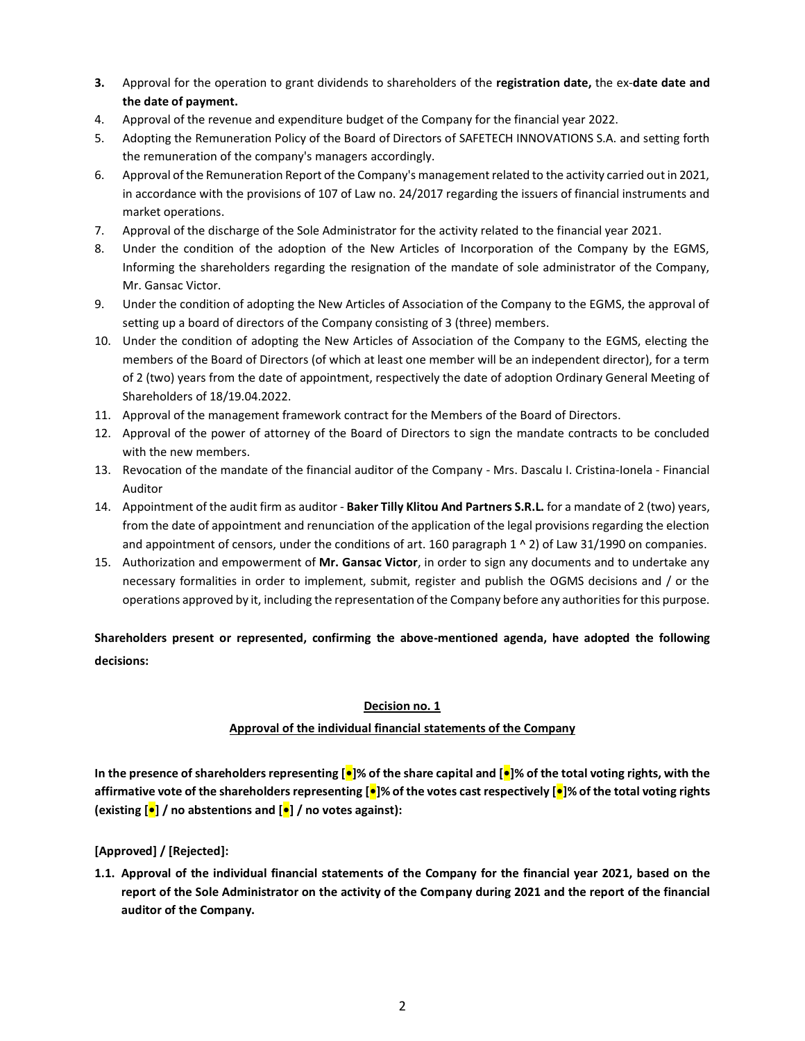3. Approval for the operation to grant dividends to shareholders of the **registration date,** the ex-**date date and the date of payment.**
4. Approval of the revenue and expenditure budget of the Company for the financial year 2022.
5. Adopting the Remuneration Policy of the Board of Directors of SAFETECH INNOVATIONS S.A. and setting forth the remuneration of the company's managers accordingly.
6. Approval of the Remuneration Report of the Company's management related to the activity carried out in 2021, in accordance with the provisions of 107 of Law no. 24/2017 regarding the issuers of financial instruments and market operations.
7. Approval of the discharge of the Sole Administrator for the activity related to the financial year 2021.
8. Under the condition of the adoption of the New Articles of Incorporation of the Company by the EGMS, Informing the shareholders regarding the resignation of the mandate of sole administrator of the Company, Mr. Gansac Victor.
9. Under the condition of adopting the New Articles of Association of the Company to the EGMS, the approval of setting up a board of directors of the Company consisting of 3 (three) members.
10. Under the condition of adopting the New Articles of Association of the Company to the EGMS, electing the members of the Board of Directors (of which at least one member will be an independent director), for a term of 2 (two) years from the date of appointment, respectively the date of adoption Ordinary General Meeting of Shareholders of 18/19.04.2022.
11. Approval of the management framework contract for the Members of the Board of Directors.
12. Approval of the power of attorney of the Board of Directors to sign the mandate contracts to be concluded with the new members.
13. Revocation of the mandate of the financial auditor of the Company - Mrs. Dascalu I. Cristina-Ionela - Financial Auditor
14. Appointment of the audit firm as auditor - **Baker Tilly Klitou And Partners S.R.L.** for a mandate of 2 (two) years, from the date of appointment and renunciation of the application of the legal provisions regarding the election and appointment of censors, under the conditions of art. 160 paragraph 1 ^ 2) of Law 31/1990 on companies.
15. Authorization and empowerment of **Mr. Gansac Victor**, in order to sign any documents and to undertake any necessary formalities in order to implement, submit, register and publish the OGMS decisions and / or the operations approved by it, including the representation of the Company before any authorities for this purpose.

**Shareholders present or represented, confirming the above-mentioned agenda, have adopted the following decisions:**

**Decision no. 1**

**Approval of the individual financial statements of the Company**

**In the presence of shareholders representing [•]% of the share capital and [•]% of the total voting rights, with the affirmative vote of the shareholders representing [•]% of the votes cast respectively [•]% of the total voting rights (existing [•] / no abstentions and [•] / no votes against):**

**[Approved] / [Rejected]:**

**1.1. Approval of the individual financial statements of the Company for the financial year 2021, based on the report of the Sole Administrator on the activity of the Company during 2021 and the report of the financial auditor of the Company.**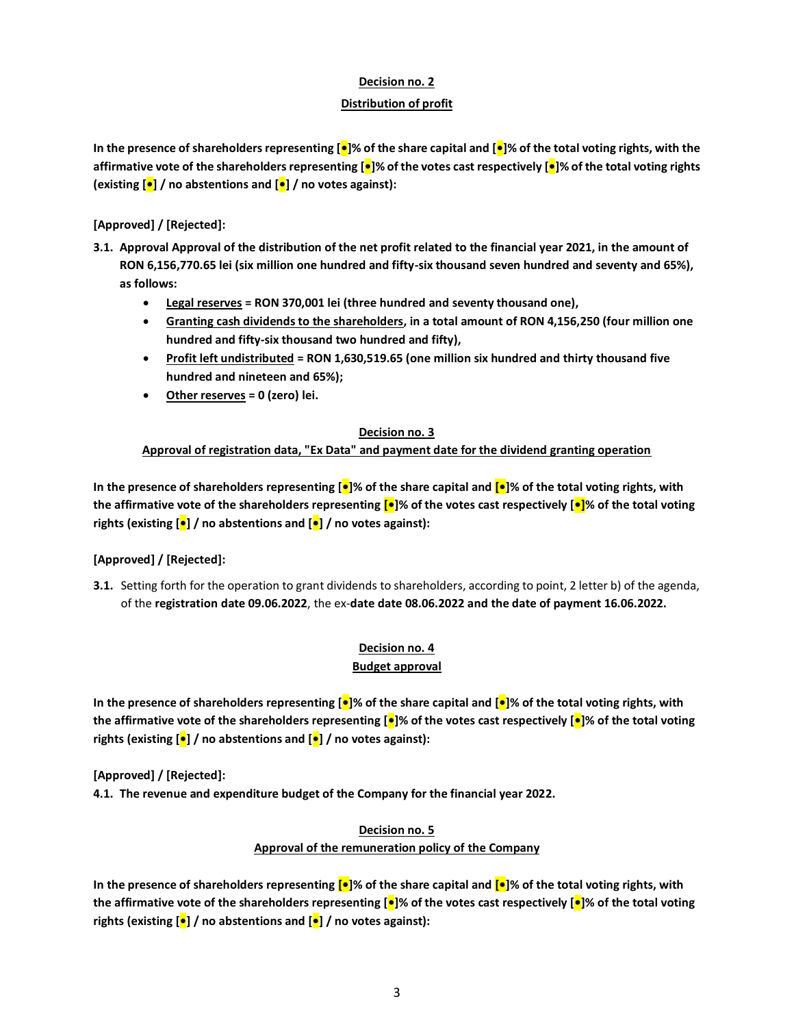**Decision no. 2**

**Distribution of profit**

**In the presence of shareholders representing [•]% of the share capital and [•]% of the total voting rights, with the affirmative vote of the shareholders representing [•]% of the votes cast respectively [•]% of the total voting rights (existing [•] / no abstentions and [•] / no votes against):**

**[Approved] / [Rejected]:**

**3.1. Approval Approval of the distribution of the net profit related to the financial year 2021, in the amount of RON 6,156,770.65 lei (six million one hundred and fifty-six thousand seven hundred and seventy and 65%), as follows:**

- **Legal reserves = RON 370,001 lei (three hundred and seventy thousand one),**
- **Granting cash dividends to the shareholders, in a total amount of RON 4,156,250 (four million one hundred and fifty-six thousand two hundred and fifty),**
- **Profit left undistributed = RON 1,630,519.65 (one million six hundred and thirty thousand five hundred and nineteen and 65%);**
- **Other reserves = 0 (zero) lei.**

**Decision no. 3**

**Approval of registration data, "Ex Data" and payment date for the dividend granting operation**

**In the presence of shareholders representing [•]% of the share capital and [•]% of the total voting rights, with the affirmative vote of the shareholders representing [•]% of the votes cast respectively [•]% of the total voting rights (existing [•] / no abstentions and [•] / no votes against):**

**[Approved] / [Rejected]:**

**3.1.** Setting forth for the operation to grant dividends to shareholders, according to point, 2 letter b) of the agenda, of the **registration date 09.06.2022**, the ex-**date date 08.06.2022 and the date of payment 16.06.2022.**

**Decision no. 4**

**Budget approval**

**In the presence of shareholders representing [•]% of the share capital and [•]% of the total voting rights, with the affirmative vote of the shareholders representing [•]% of the votes cast respectively [•]% of the total voting rights (existing [•] / no abstentions and [•] / no votes against):**

**[Approved] / [Rejected]:**

**4.1. The revenue and expenditure budget of the Company for the financial year 2022.**

**Decision no. 5**

**Approval of the remuneration policy of the Company**

**In the presence of shareholders representing [•]% of the share capital and [•]% of the total voting rights, with the affirmative vote of the shareholders representing [•]% of the votes cast respectively [•]% of the total voting rights (existing [•] / no abstentions and [•] / no votes against):**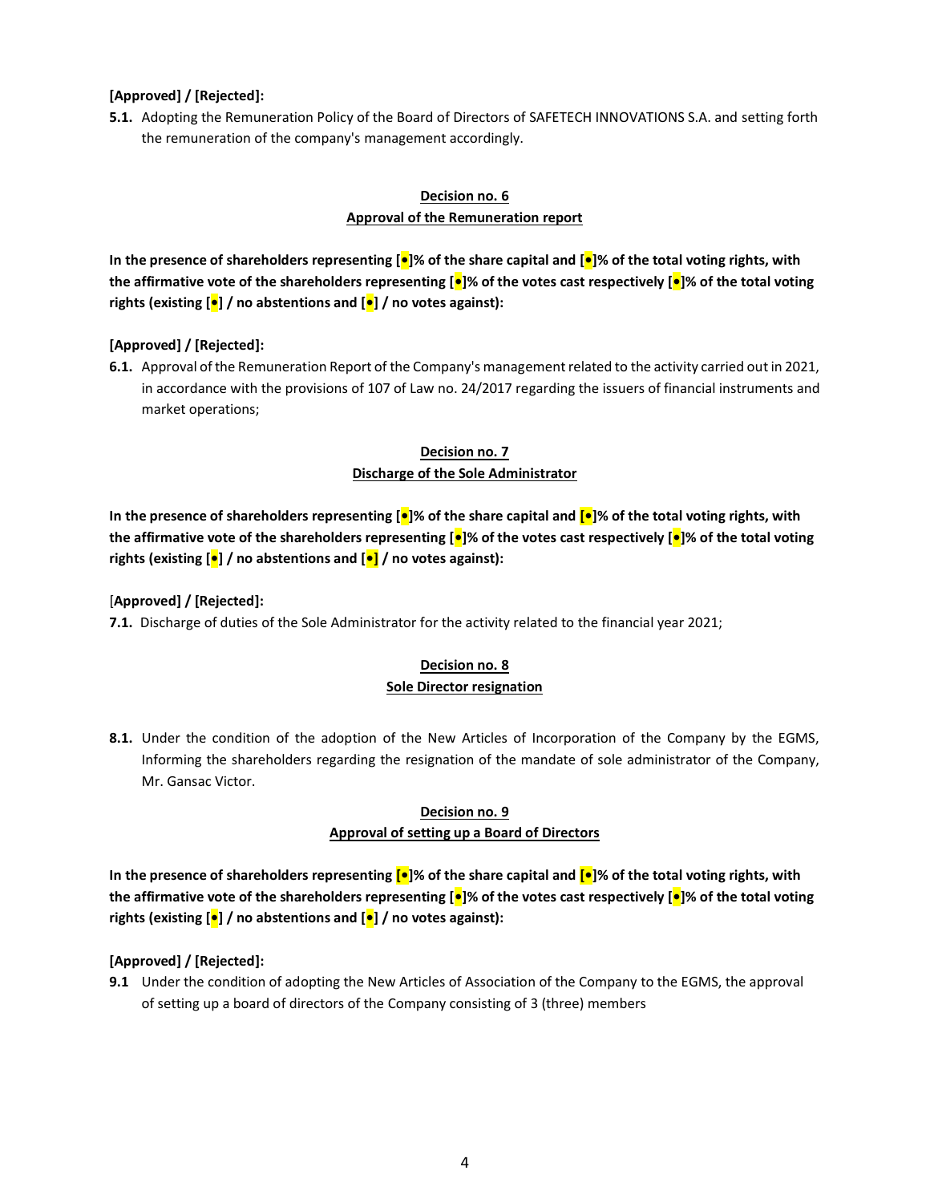**[Approved] / [Rejected]:**

**5.1.** Adopting the Remuneration Policy of the Board of Directors of SAFETECH INNOVATIONS S.A. and setting forth the remuneration of the company's management accordingly.

**Decision no. 6**
**Approval of the Remuneration report**

**In the presence of shareholders representing [•]% of the share capital and [•]% of the total voting rights, with the affirmative vote of the shareholders representing [•]% of the votes cast respectively [•]% of the total voting rights (existing [•] / no abstentions and [•] / no votes against):**

**[Approved] / [Rejected]:**

**6.1.** Approval of the Remuneration Report of the Company's management related to the activity carried out in 2021, in accordance with the provisions of 107 of Law no. 24/2017 regarding the issuers of financial instruments and market operations;

**Decision no. 7**
**Discharge of the Sole Administrator**

**In the presence of shareholders representing [•]% of the share capital and [•]% of the total voting rights, with the affirmative vote of the shareholders representing [•]% of the votes cast respectively [•]% of the total voting rights (existing [•] / no abstentions and [•] / no votes against):**

[**Approved] / [Rejected]:**

**7.1.** Discharge of duties of the Sole Administrator for the activity related to the financial year 2021;

**Decision no. 8**
**Sole Director resignation**

**8.1.** Under the condition of the adoption of the New Articles of Incorporation of the Company by the EGMS, Informing the shareholders regarding the resignation of the mandate of sole administrator of the Company, Mr. Gansac Victor.

**Decision no. 9**
**Approval of setting up a Board of Directors**

**In the presence of shareholders representing [•]% of the share capital and [•]% of the total voting rights, with the affirmative vote of the shareholders representing [•]% of the votes cast respectively [•]% of the total voting rights (existing [•] / no abstentions and [•] / no votes against):**

**[Approved] / [Rejected]:**

**9.1** Under the condition of adopting the New Articles of Association of the Company to the EGMS, the approval of setting up a board of directors of the Company consisting of 3 (three) members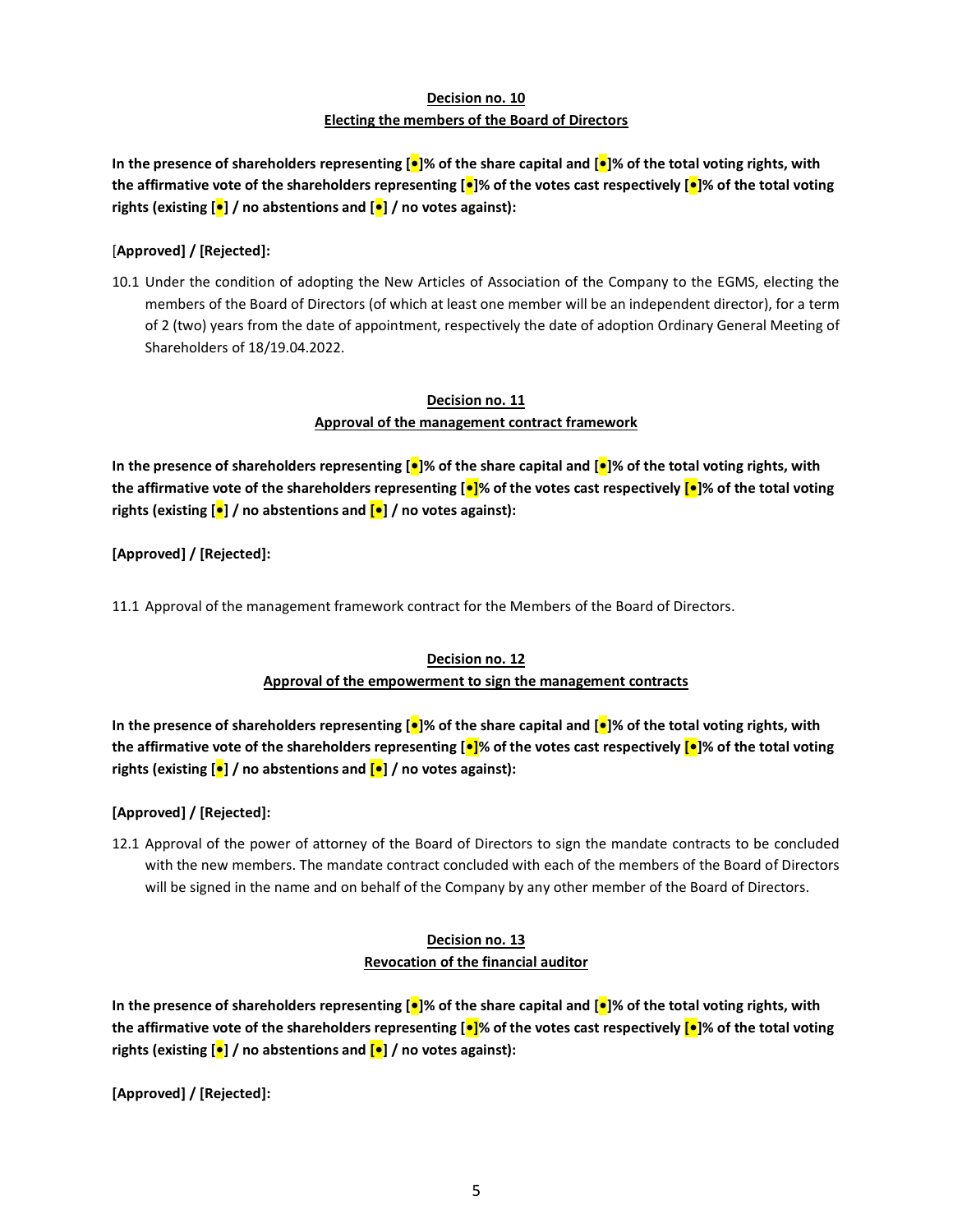**Decision no. 10**
**Electing the members of the Board of Directors**

**In the presence of shareholders representing [•]% of the share capital and [•]% of the total voting rights, with the affirmative vote of the shareholders representing [•]% of the votes cast respectively [•]% of the total voting rights (existing [•] / no abstentions and [•] / no votes against):**

[**Approved] / [Rejected]:**

10.1 Under the condition of adopting the New Articles of Association of the Company to the EGMS, electing the members of the Board of Directors (of which at least one member will be an independent director), for a term of 2 (two) years from the date of appointment, respectively the date of adoption Ordinary General Meeting of Shareholders of 18/19.04.2022.

**Decision no. 11**
**Approval of the management contract framework**

**In the presence of shareholders representing [•]% of the share capital and [•]% of the total voting rights, with the affirmative vote of the shareholders representing [•]% of the votes cast respectively [•]% of the total voting rights (existing [•] / no abstentions and [•] / no votes against):**

**[Approved] / [Rejected]:**

11.1 Approval of the management framework contract for the Members of the Board of Directors.

**Decision no. 12**
**Approval of the empowerment to sign the management contracts**

**In the presence of shareholders representing [•]% of the share capital and [•]% of the total voting rights, with the affirmative vote of the shareholders representing [•]% of the votes cast respectively [•]% of the total voting rights (existing [•] / no abstentions and [•] / no votes against):**

**[Approved] / [Rejected]:**

12.1 Approval of the power of attorney of the Board of Directors to sign the mandate contracts to be concluded with the new members. The mandate contract concluded with each of the members of the Board of Directors will be signed in the name and on behalf of the Company by any other member of the Board of Directors.

**Decision no. 13**
**Revocation of the financial auditor**

**In the presence of shareholders representing [•]% of the share capital and [•]% of the total voting rights, with the affirmative vote of the shareholders representing [•]% of the votes cast respectively [•]% of the total voting rights (existing [•] / no abstentions and [•] / no votes against):**

**[Approved] / [Rejected]:**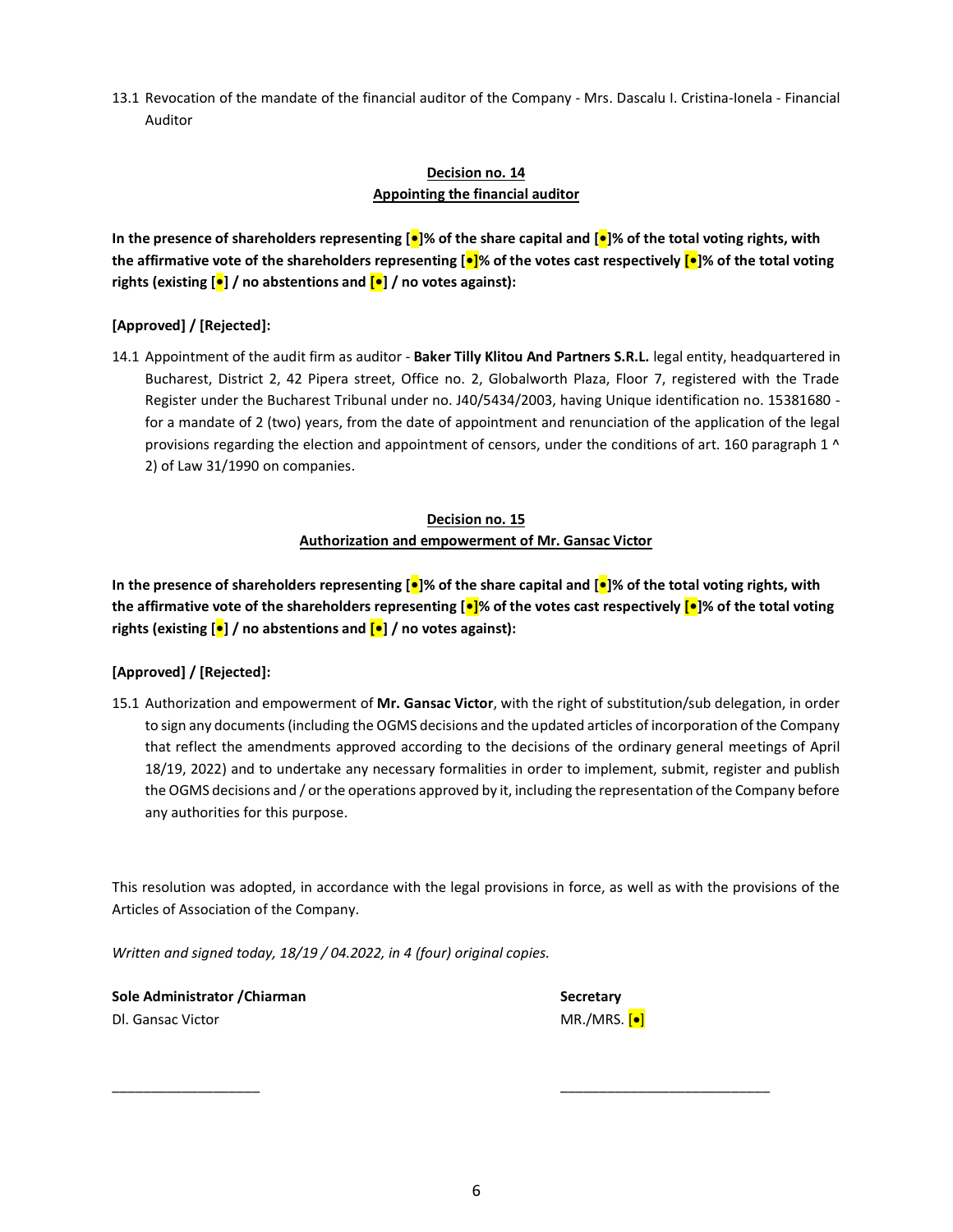13.1 Revocation of the mandate of the financial auditor of the Company - Mrs. Dascalu I. Cristina-Ionela - Financial Auditor

**Decision no. 14**
**Appointing the financial auditor**

**In the presence of shareholders representing [•]% of the share capital and [•]% of the total voting rights, with the affirmative vote of the shareholders representing [•]% of the votes cast respectively [•]% of the total voting rights (existing [•] / no abstentions and [•] / no votes against):**

**[Approved] / [Rejected]:**

14.1 Appointment of the audit firm as auditor - **Baker Tilly Klitou And Partners S.R.L.** legal entity, headquartered in Bucharest, District 2, 42 Pipera street, Office no. 2, Globalworth Plaza, Floor 7, registered with the Trade Register under the Bucharest Tribunal under no. J40/5434/2003, having Unique identification no. 15381680 - for a mandate of 2 (two) years, from the date of appointment and renunciation of the application of the legal provisions regarding the election and appointment of censors, under the conditions of art. 160 paragraph 1 ^ 2) of Law 31/1990 on companies.

**Decision no. 15**
**Authorization and empowerment of Mr. Gansac Victor**

**In the presence of shareholders representing [•]% of the share capital and [•]% of the total voting rights, with the affirmative vote of the shareholders representing [•]% of the votes cast respectively [•]% of the total voting rights (existing [•] / no abstentions and [•] / no votes against):**

**[Approved] / [Rejected]:**

15.1 Authorization and empowerment of **Mr. Gansac Victor**, with the right of substitution/sub delegation, in order to sign any documents (including the OGMS decisions and the updated articles of incorporation of the Company that reflect the amendments approved according to the decisions of the ordinary general meetings of April 18/19, 2022) and to undertake any necessary formalities in order to implement, submit, register and publish the OGMS decisions and / or the operations approved by it, including the representation of the Company before any authorities for this purpose.

This resolution was adopted, in accordance with the legal provisions in force, as well as with the provisions of the Articles of Association of the Company.

*Written and signed today, 18/19 / 04.2022, in 4 (four) original copies.*

**Sole Administrator /Chiarman**
Dl. Gansac Victor

___________________

**Secretary**
MR./MRS. [•]

__________________________